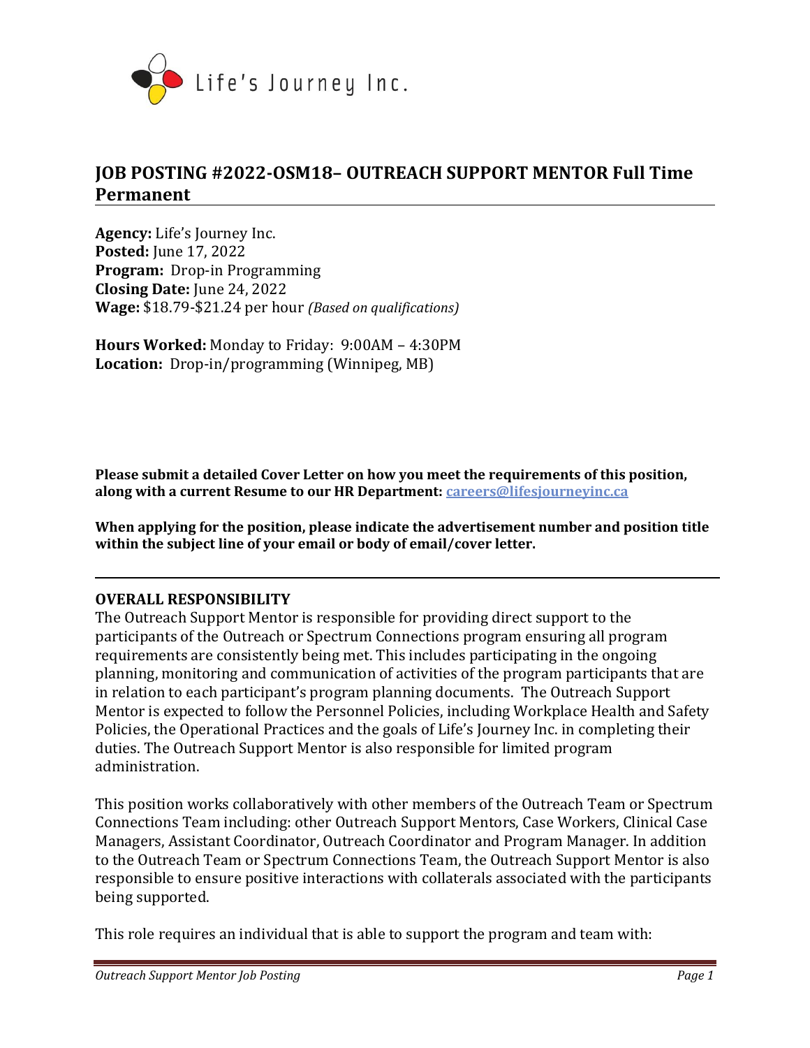Life's Journey Inc.

## JOB POSTING #2022-OSM18– OUTREACH SUPPORT MENTOR Full Time Permanent

**Agency:** Life's Journey Inc.
**Posted:** June 17, 2022
**Program:** Drop-in Programming
**Closing Date:** June 24, 2022
**Wage:** $18.79-$21.24 per hour *(Based on qualifications)*

**Hours Worked:** Monday to Friday: 9:00AM – 4:30PM
**Location:** Drop-in/programming (Winnipeg, MB)

**Please submit a detailed Cover Letter on how you meet the requirements of this position, along with a current Resume to our HR Department: [careers@lifesjourneyinc.ca](mailto:careers@lifesjourneyinc.ca)**

**When applying for the position, please indicate the advertisement number and position title within the subject line of your email or body of email/cover letter.**

---

### OVERALL RESPONSIBILITY

The Outreach Support Mentor is responsible for providing direct support to the participants of the Outreach or Spectrum Connections program ensuring all program requirements are consistently being met. This includes participating in the ongoing planning, monitoring and communication of activities of the program participants that are in relation to each participant's program planning documents. The Outreach Support Mentor is expected to follow the Personnel Policies, including Workplace Health and Safety Policies, the Operational Practices and the goals of Life's Journey Inc. in completing their duties. The Outreach Support Mentor is also responsible for limited program administration.

This position works collaboratively with other members of the Outreach Team or Spectrum Connections Team including: other Outreach Support Mentors, Case Workers, Clinical Case Managers, Assistant Coordinator, Outreach Coordinator and Program Manager. In addition to the Outreach Team or Spectrum Connections Team, the Outreach Support Mentor is also responsible to ensure positive interactions with collaterals associated with the participants being supported.

This role requires an individual that is able to support the program and team with: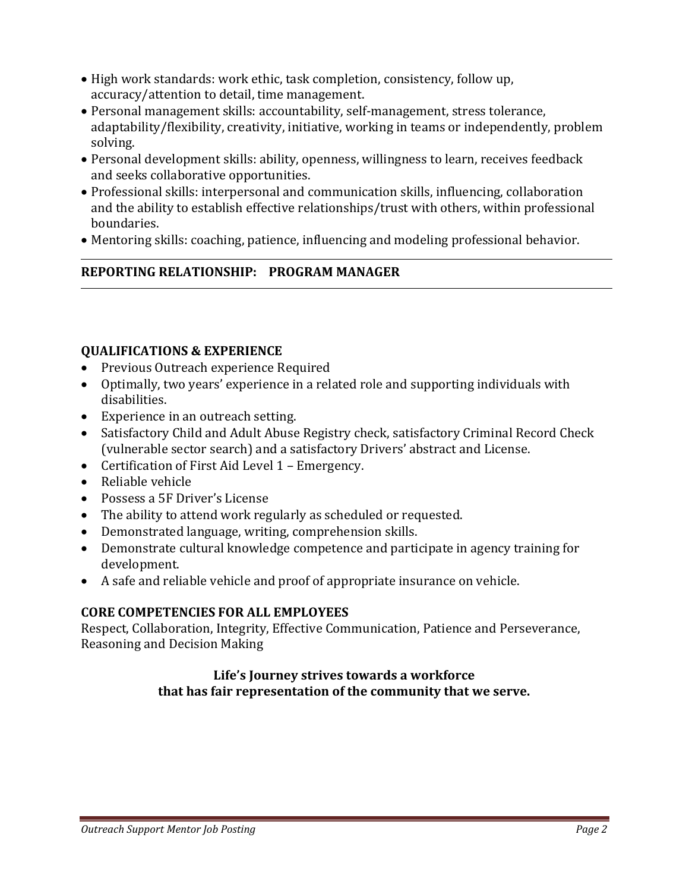- High work standards: work ethic, task completion, consistency, follow up, accuracy/attention to detail, time management.
- Personal management skills: accountability, self-management, stress tolerance, adaptability/flexibility, creativity, initiative, working in teams or independently, problem solving.
- Personal development skills: ability, openness, willingness to learn, receives feedback and seeks collaborative opportunities.
- Professional skills: interpersonal and communication skills, influencing, collaboration and the ability to establish effective relationships/trust with others, within professional boundaries.
- Mentoring skills: coaching, patience, influencing and modeling professional behavior.

---

**REPORTING RELATIONSHIP: PROGRAM MANAGER**

---

**QUALIFICATIONS & EXPERIENCE**

- Previous Outreach experience Required
- Optimally, two years' experience in a related role and supporting individuals with disabilities.
- Experience in an outreach setting.
- Satisfactory Child and Adult Abuse Registry check, satisfactory Criminal Record Check (vulnerable sector search) and a satisfactory Drivers' abstract and License.
- Certification of First Aid Level 1 – Emergency.
- Reliable vehicle
- Possess a 5F Driver's License
- The ability to attend work regularly as scheduled or requested.
- Demonstrated language, writing, comprehension skills.
- Demonstrate cultural knowledge competence and participate in agency training for development.
- A safe and reliable vehicle and proof of appropriate insurance on vehicle.

**CORE COMPETENCIES FOR ALL EMPLOYEES**

Respect, Collaboration, Integrity, Effective Communication, Patience and Perseverance, Reasoning and Decision Making

**Life's Journey strives towards a workforce that has fair representation of the community that we serve.**